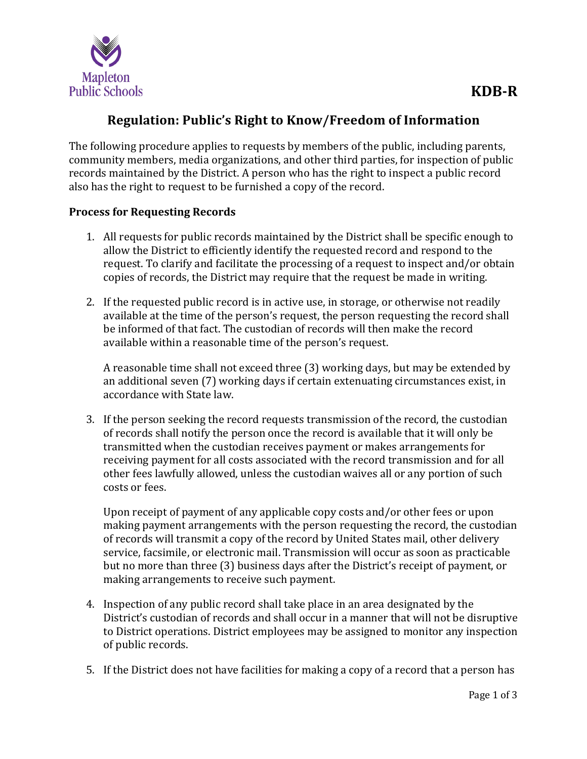Mapleton Public Schools

**KDB-R**

# Regulation: Public's Right to Know/Freedom of Information

The following procedure applies to requests by members of the public, including parents, community members, media organizations, and other third parties, for inspection of public records maintained by the District. A person who has the right to inspect a public record also has the right to request to be furnished a copy of the record.

## Process for Requesting Records

1. All requests for public records maintained by the District shall be specific enough to allow the District to efficiently identify the requested record and respond to the request. To clarify and facilitate the processing of a request to inspect and/or obtain copies of records, the District may require that the request be made in writing.

2. If the requested public record is in active use, in storage, or otherwise not readily available at the time of the person's request, the person requesting the record shall be informed of that fact. The custodian of records will then make the record available within a reasonable time of the person's request.

   A reasonable time shall not exceed three (3) working days, but may be extended by an additional seven (7) working days if certain extenuating circumstances exist, in accordance with State law.

3. If the person seeking the record requests transmission of the record, the custodian of records shall notify the person once the record is available that it will only be transmitted when the custodian receives payment or makes arrangements for receiving payment for all costs associated with the record transmission and for all other fees lawfully allowed, unless the custodian waives all or any portion of such costs or fees.

   Upon receipt of payment of any applicable copy costs and/or other fees or upon making payment arrangements with the person requesting the record, the custodian of records will transmit a copy of the record by United States mail, other delivery service, facsimile, or electronic mail. Transmission will occur as soon as practicable but no more than three (3) business days after the District's receipt of payment, or making arrangements to receive such payment.

4. Inspection of any public record shall take place in an area designated by the District's custodian of records and shall occur in a manner that will not be disruptive to District operations. District employees may be assigned to monitor any inspection of public records.

5. If the District does not have facilities for making a copy of a record that a person has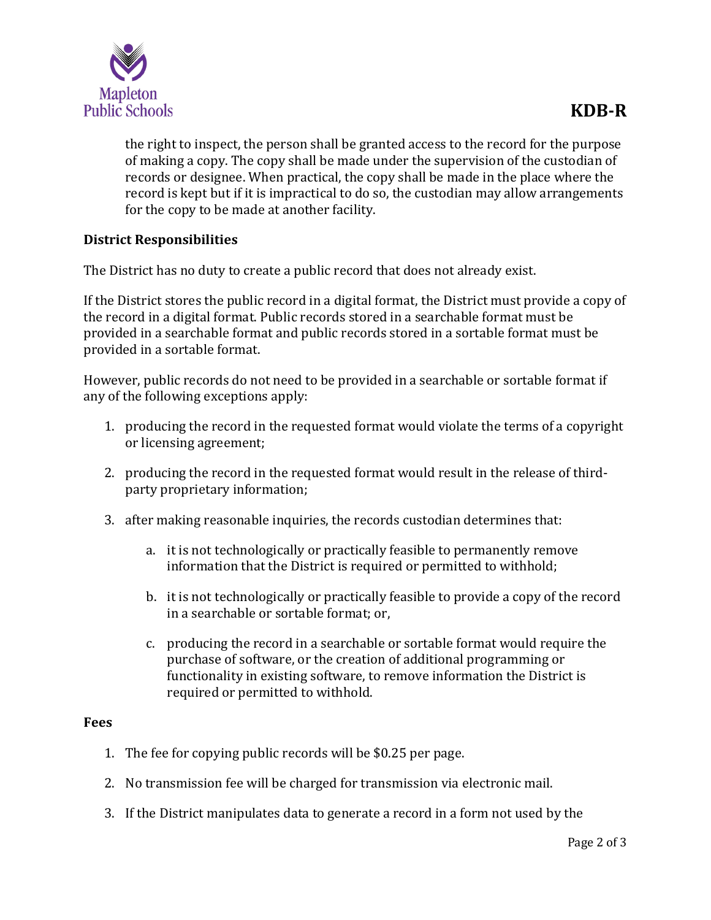the right to inspect, the person shall be granted access to the record for the purpose of making a copy. The copy shall be made under the supervision of the custodian of records or designee. When practical, the copy shall be made in the place where the record is kept but if it is impractical to do so, the custodian may allow arrangements for the copy to be made at another facility.

**District Responsibilities**

The District has no duty to create a public record that does not already exist.

If the District stores the public record in a digital format, the District must provide a copy of the record in a digital format. Public records stored in a searchable format must be provided in a searchable format and public records stored in a sortable format must be provided in a sortable format.

However, public records do not need to be provided in a searchable or sortable format if any of the following exceptions apply:

1. producing the record in the requested format would violate the terms of a copyright or licensing agreement;

2. producing the record in the requested format would result in the release of third-party proprietary information;

3. after making reasonable inquiries, the records custodian determines that:

    a. it is not technologically or practically feasible to permanently remove information that the District is required or permitted to withhold;

    b. it is not technologically or practically feasible to provide a copy of the record in a searchable or sortable format; or,

    c. producing the record in a searchable or sortable format would require the purchase of software, or the creation of additional programming or functionality in existing software, to remove information the District is required or permitted to withhold.

**Fees**

1. The fee for copying public records will be $0.25 per page.

2. No transmission fee will be charged for transmission via electronic mail.

3. If the District manipulates data to generate a record in a form not used by the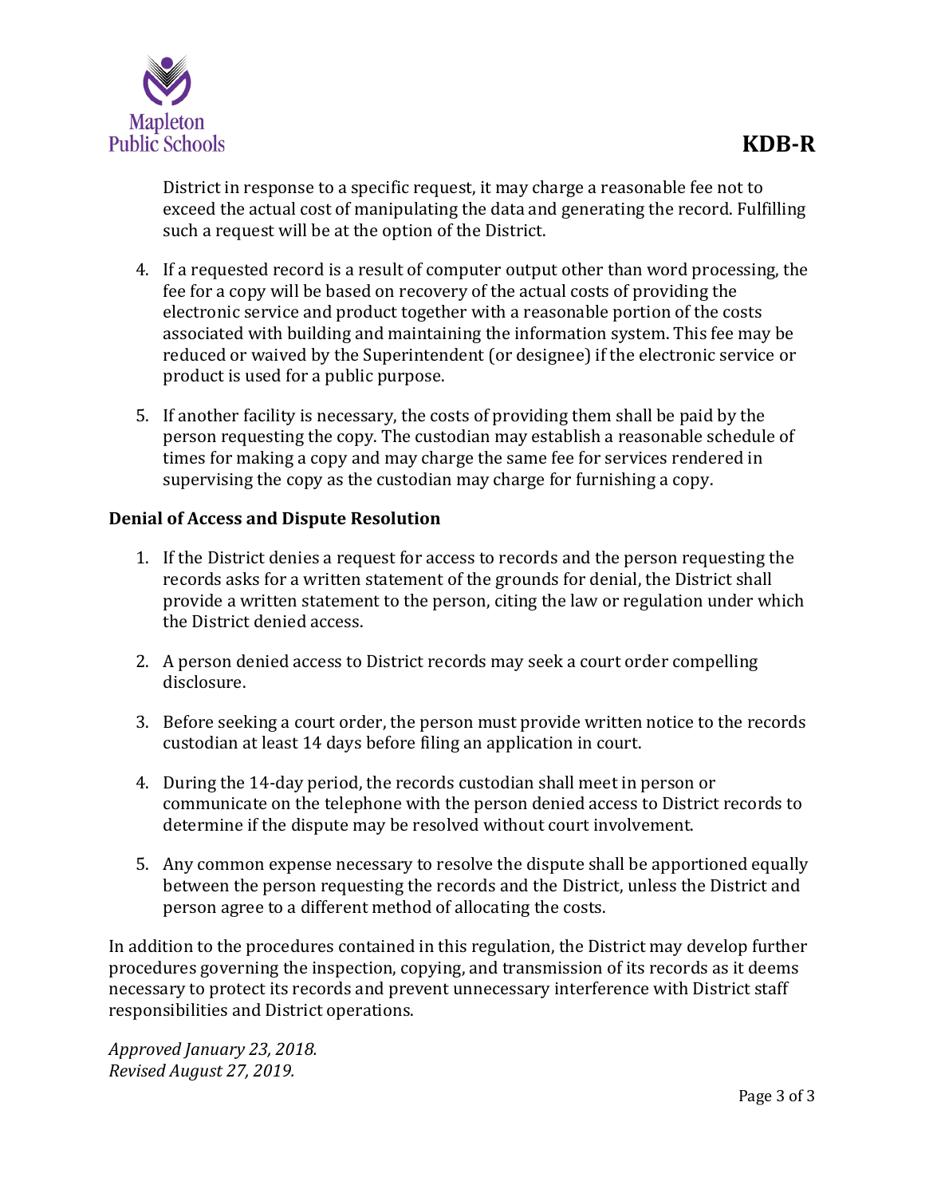District in response to a specific request, it may charge a reasonable fee not to exceed the actual cost of manipulating the data and generating the record. Fulfilling such a request will be at the option of the District.

4. If a requested record is a result of computer output other than word processing, the fee for a copy will be based on recovery of the actual costs of providing the electronic service and product together with a reasonable portion of the costs associated with building and maintaining the information system. This fee may be reduced or waived by the Superintendent (or designee) if the electronic service or product is used for a public purpose.

5. If another facility is necessary, the costs of providing them shall be paid by the person requesting the copy. The custodian may establish a reasonable schedule of times for making a copy and may charge the same fee for services rendered in supervising the copy as the custodian may charge for furnishing a copy.

**Denial of Access and Dispute Resolution**

1. If the District denies a request for access to records and the person requesting the records asks for a written statement of the grounds for denial, the District shall provide a written statement to the person, citing the law or regulation under which the District denied access.

2. A person denied access to District records may seek a court order compelling disclosure.

3. Before seeking a court order, the person must provide written notice to the records custodian at least 14 days before filing an application in court.

4. During the 14-day period, the records custodian shall meet in person or communicate on the telephone with the person denied access to District records to determine if the dispute may be resolved without court involvement.

5. Any common expense necessary to resolve the dispute shall be apportioned equally between the person requesting the records and the District, unless the District and person agree to a different method of allocating the costs.

In addition to the procedures contained in this regulation, the District may develop further procedures governing the inspection, copying, and transmission of its records as it deems necessary to protect its records and prevent unnecessary interference with District staff responsibilities and District operations.

*Approved January 23, 2018.*
*Revised August 27, 2019.*